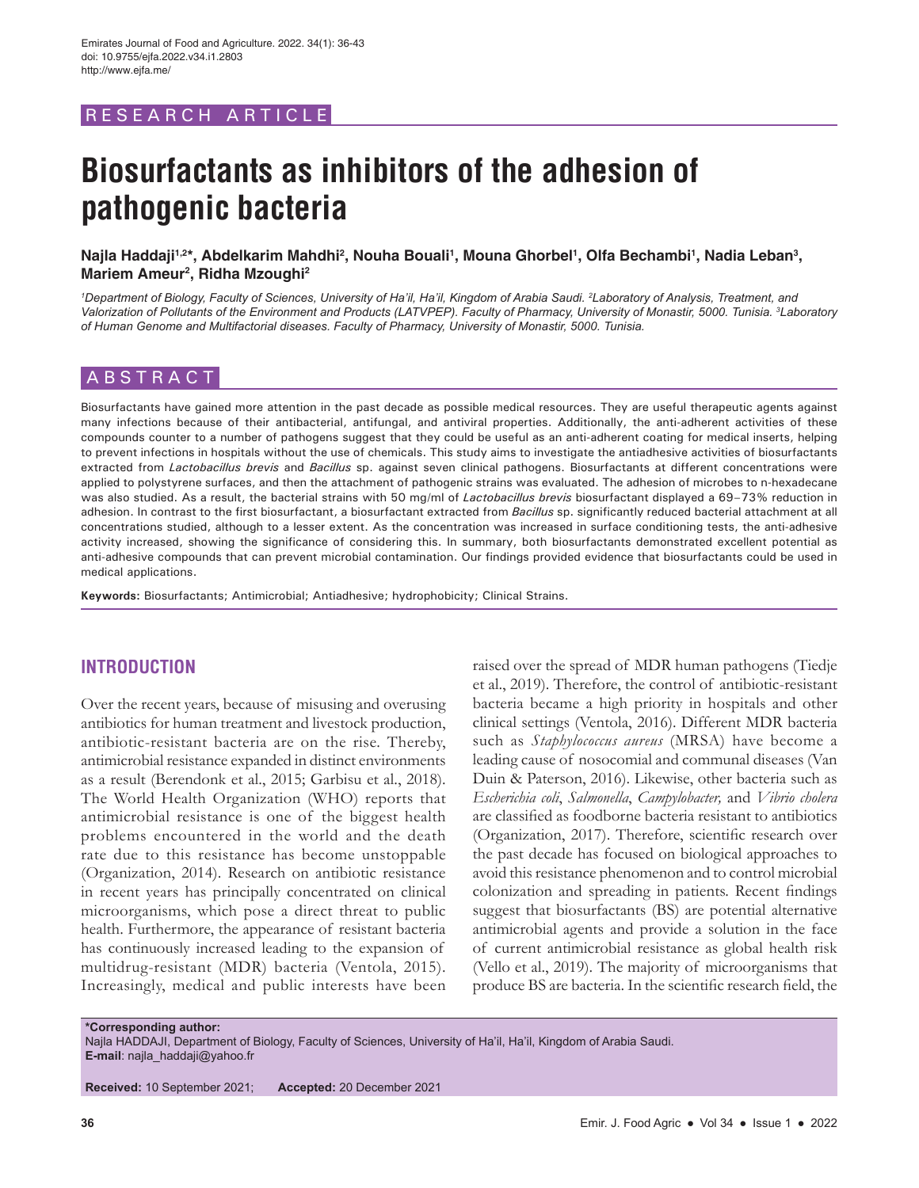RESEARCH ARTICLE

# Biosurfactants as inhibitors of the adhesion of pathogenic bacteria

**Najla Haddaji[1,2]*, Abdelkarim Mahdhi[2], Nouha Bouali[1], Mouna Ghorbel[1], Olfa Bechambi[1], Nadia Leban[3], Mariem Ameur[2], Ridha Mzoughi[2]**

*[1]Department of Biology, Faculty of Sciences, University of Ha'il, Ha'il, Kingdom of Arabia Saudi. [2]Laboratory of Analysis, Treatment, and Valorization of Pollutants of the Environment and Products (LATVPEP). Faculty of Pharmacy, University of Monastir, 5000. Tunisia. [3]Laboratory of Human Genome and Multifactorial diseases. Faculty of Pharmacy, University of Monastir, 5000. Tunisia.*

## ABSTRACT

Biosurfactants have gained more attention in the past decade as possible medical resources. They are useful therapeutic agents against many infections because of their antibacterial, antifungal, and antiviral properties. Additionally, the anti-adherent activities of these compounds counter to a number of pathogens suggest that they could be useful as an anti-adherent coating for medical inserts, helping to prevent infections in hospitals without the use of chemicals. This study aims to investigate the antiadhesive activities of biosurfactants extracted from *Lactobacillus brevis* and *Bacillus* sp. against seven clinical pathogens. Biosurfactants at different concentrations were applied to polystyrene surfaces, and then the attachment of pathogenic strains was evaluated. The adhesion of microbes to n-hexadecane was also studied. As a result, the bacterial strains with 50 mg/ml of *Lactobacillus brevis* biosurfactant displayed a 69–73% reduction in adhesion. In contrast to the first biosurfactant, a biosurfactant extracted from *Bacillus* sp. significantly reduced bacterial attachment at all concentrations studied, although to a lesser extent. As the concentration was increased in surface conditioning tests, the anti-adhesive activity increased, showing the significance of considering this. In summary, both biosurfactants demonstrated excellent potential as anti-adhesive compounds that can prevent microbial contamination. Our findings provided evidence that biosurfactants could be used in medical applications.

**Keywords:** Biosurfactants; Antimicrobial; Antiadhesive; hydrophobicity; Clinical Strains.

## INTRODUCTION

Over the recent years, because of misusing and overusing antibiotics for human treatment and livestock production, antibiotic-resistant bacteria are on the rise. Thereby, antimicrobial resistance expanded in distinct environments as a result (Berendonk et al., 2015; Garbisu et al., 2018). The World Health Organization (WHO) reports that antimicrobial resistance is one of the biggest health problems encountered in the world and the death rate due to this resistance has become unstoppable (Organization, 2014). Research on antibiotic resistance in recent years has principally concentrated on clinical microorganisms, which pose a direct threat to public health. Furthermore, the appearance of resistant bacteria has continuously increased leading to the expansion of multidrug-resistant (MDR) bacteria (Ventola, 2015). Increasingly, medical and public interests have been raised over the spread of MDR human pathogens (Tiedje et al., 2019). Therefore, the control of antibiotic-resistant bacteria became a high priority in hospitals and other clinical settings (Ventola, 2016). Different MDR bacteria such as *Staphylococcus aureus* (MRSA) have become a leading cause of nosocomial and communal diseases (Van Duin & Paterson, 2016). Likewise, other bacteria such as *Escherichia coli*, *Salmonella*, *Campylobacter,* and *Vibrio cholera* are classified as foodborne bacteria resistant to antibiotics (Organization, 2017). Therefore, scientific research over the past decade has focused on biological approaches to avoid this resistance phenomenon and to control microbial colonization and spreading in patients. Recent findings suggest that biosurfactants (BS) are potential alternative antimicrobial agents and provide a solution in the face of current antimicrobial resistance as global health risk (Vello et al., 2019). The majority of microorganisms that produce BS are bacteria. In the scientific research field, the

**\*Corresponding author:**
Najla HADDAJI, Department of Biology, Faculty of Sciences, University of Ha'il, Ha'il, Kingdom of Arabia Saudi.
**E-mail**: najla_haddaji@yahoo.fr

**Received:** 10 September 2021; **Accepted:** 20 December 2021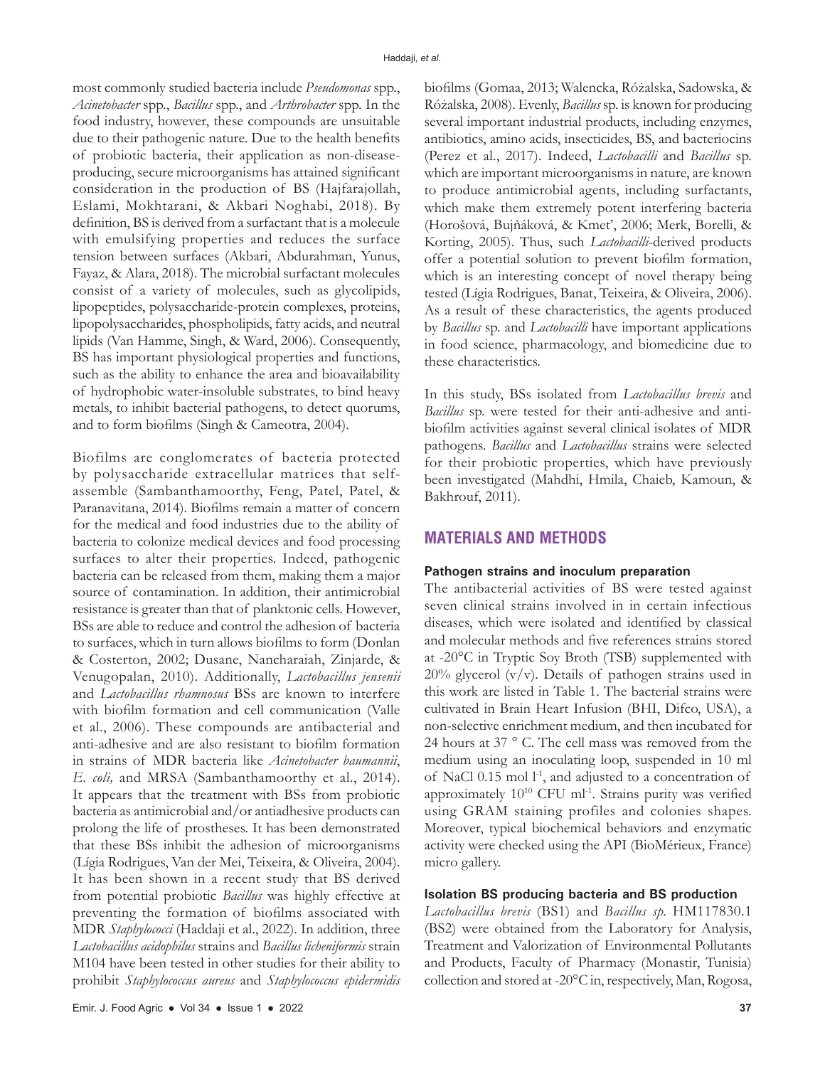most commonly studied bacteria include *Pseudomonas* spp., *Acinetobacter* spp., *Bacillus* spp., and *Arthrobacter* spp. In the food industry, however, these compounds are unsuitable due to their pathogenic nature. Due to the health benefits of probiotic bacteria, their application as non-disease-producing, secure microorganisms has attained significant consideration in the production of BS (Hajfarajollah, Eslami, Mokhtarani, & Akbari Noghabi, 2018). By definition, BS is derived from a surfactant that is a molecule with emulsifying properties and reduces the surface tension between surfaces (Akbari, Abdurahman, Yunus, Fayaz, & Alara, 2018). The microbial surfactant molecules consist of a variety of molecules, such as glycolipids, lipopeptides, polysaccharide-protein complexes, proteins, lipopolysaccharides, phospholipids, fatty acids, and neutral lipids (Van Hamme, Singh, & Ward, 2006). Consequently, BS has important physiological properties and functions, such as the ability to enhance the area and bioavailability of hydrophobic water-insoluble substrates, to bind heavy metals, to inhibit bacterial pathogens, to detect quorums, and to form biofilms (Singh & Cameotra, 2004).

Biofilms are conglomerates of bacteria protected by polysaccharide extracellular matrices that self-assemble (Sambanthamoorthy, Feng, Patel, Patel, & Paranavitana, 2014). Biofilms remain a matter of concern for the medical and food industries due to the ability of bacteria to colonize medical devices and food processing surfaces to alter their properties. Indeed, pathogenic bacteria can be released from them, making them a major source of contamination. In addition, their antimicrobial resistance is greater than that of planktonic cells. However, BSs are able to reduce and control the adhesion of bacteria to surfaces, which in turn allows biofilms to form (Donlan & Costerton, 2002; Dusane, Nancharaiah, Zinjarde, & Venugopalan, 2010). Additionally, *Lactobacillus jensenii* and *Lactobacillus rhamnosus* BSs are known to interfere with biofilm formation and cell communication (Valle et al., 2006). These compounds are antibacterial and anti-adhesive and are also resistant to biofilm formation in strains of MDR bacteria like *Acinetobacter baumannii*, *E. coli,* and MRSA (Sambanthamoorthy et al., 2014). It appears that the treatment with BSs from probiotic bacteria as antimicrobial and/or antiadhesive products can prolong the life of prostheses. It has been demonstrated that these BSs inhibit the adhesion of microorganisms (Lígia Rodrigues, Van der Mei, Teixeira, & Oliveira, 2004). It has been shown in a recent study that BS derived from potential probiotic *Bacillus* was highly effective at preventing the formation of biofilms associated with MDR *Staphylococci* (Haddaji et al., 2022). In addition, three *Lactobacillus acidophilus* strains and *Bacillus licheniformis* strain M104 have been tested in other studies for their ability to prohibit *Staphylococcus aureus* and *Staphylococcus epidermidis* biofilms (Gomaa, 2013; Walencka, Różalska, Sadowska, & Różalska, 2008). Evenly, *Bacillus* sp. is known for producing several important industrial products, including enzymes, antibiotics, amino acids, insecticides, BS, and bacteriocins (Perez et al., 2017). Indeed, *Lactobacilli* and *Bacillus* sp. which are important microorganisms in nature, are known to produce antimicrobial agents, including surfactants, which make them extremely potent interfering bacteria (Horošová, Bujňáková, & Kmeť, 2006; Merk, Borelli, & Korting, 2005). Thus, such *Lactobacilli*-derived products offer a potential solution to prevent biofilm formation, which is an interesting concept of novel therapy being tested (Lígia Rodrigues, Banat, Teixeira, & Oliveira, 2006). As a result of these characteristics, the agents produced by *Bacillus* sp. and *Lactobacilli* have important applications in food science, pharmacology, and biomedicine due to these characteristics.

In this study, BSs isolated from *Lactobacillus brevis* and *Bacillus* sp. were tested for their anti-adhesive and anti-biofilm activities against several clinical isolates of MDR pathogens. *Bacillus* and *Lactobacillus* strains were selected for their probiotic properties, which have previously been investigated (Mahdhi, Hmila, Chaieb, Kamoun, & Bakhrouf, 2011).

## MATERIALS AND METHODS

### Pathogen strains and inoculum preparation

The antibacterial activities of BS were tested against seven clinical strains involved in in certain infectious diseases, which were isolated and identified by classical and molecular methods and five references strains stored at -20°C in Tryptic Soy Broth (TSB) supplemented with 20% glycerol (v/v). Details of pathogen strains used in this work are listed in Table 1. The bacterial strains were cultivated in Brain Heart Infusion (BHI, Difco, USA), a non-selective enrichment medium, and then incubated for 24 hours at 37 ° C. The cell mass was removed from the medium using an inoculating loop, suspended in 10 ml of NaCl 0.15 mol $l^{-1}$, and adjusted to a concentration of approximately $10^{10}$ CFU $ml^{-1}$. Strains purity was verified using GRAM staining profiles and colonies shapes. Moreover, typical biochemical behaviors and enzymatic activity were checked using the API (BioMérieux, France) micro gallery.

### Isolation BS producing bacteria and BS production

*Lactobacillus brevis* (BS1) and *Bacillus sp.* HM117830.1 (BS2) were obtained from the Laboratory for Analysis, Treatment and Valorization of Environmental Pollutants and Products, Faculty of Pharmacy (Monastir, Tunisia) collection and stored at -20°C in, respectively, Man, Rogosa,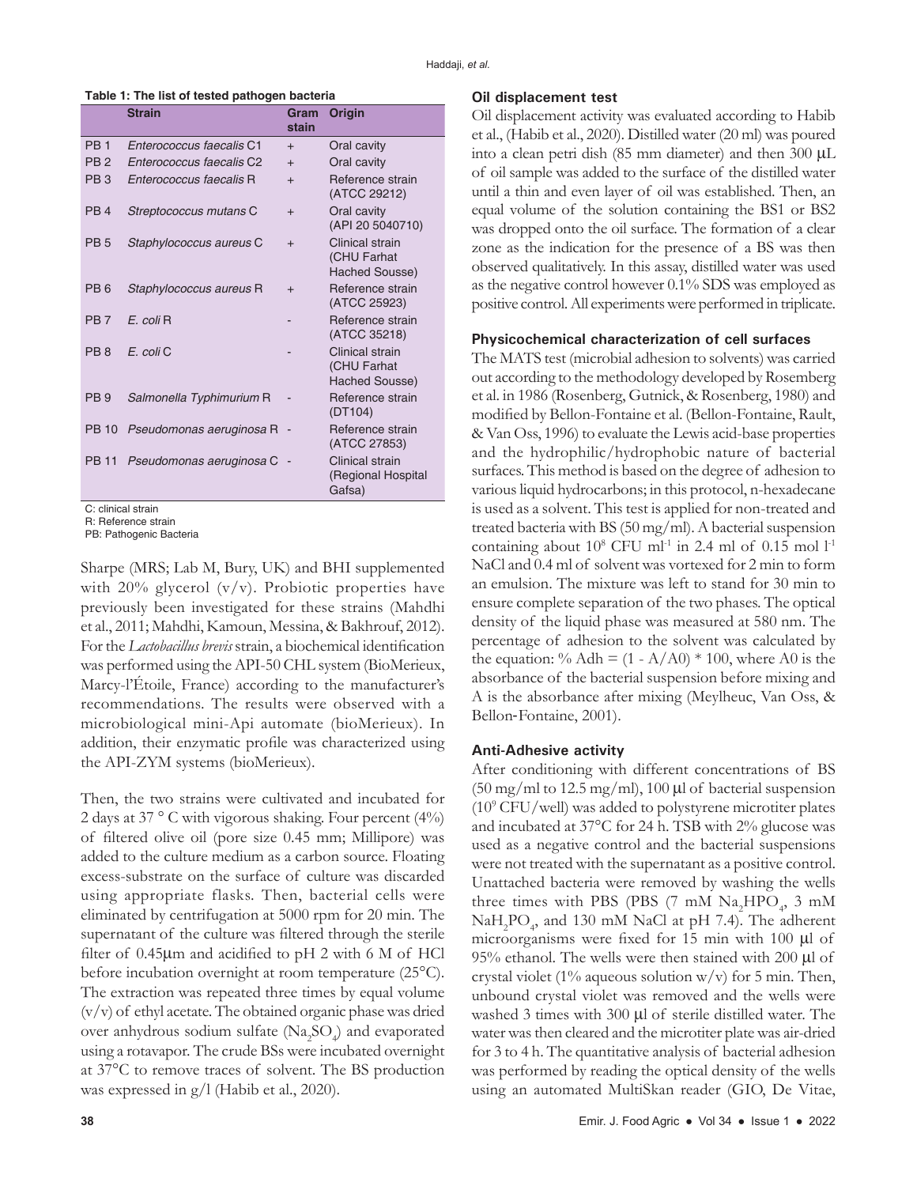**Table 1: The list of tested pathogen bacteria**

| | Strain | Gram stain | Origin |
|---|---|---|---|
| PB 1 | *Enterococcus faecalis* C1 | + | Oral cavity |
| PB 2 | *Enterococcus faecalis* C2 | + | Oral cavity |
| PB 3 | *Enterococcus faecalis* R | + | Reference strain (ATCC 29212) |
| PB 4 | *Streptococcus mutans* C | + | Oral cavity (API 20 5040710) |
| PB 5 | *Staphylococcus aureus* C | + | Clinical strain (CHU Farhat Hached Sousse) |
| PB 6 | *Staphylococcus aureus* R | + | Reference strain (ATCC 25923) |
| PB 7 | *E. coli* R | - | Reference strain (ATCC 35218) |
| PB 8 | *E. coli* C | - | Clinical strain (CHU Farhat Hached Sousse) |
| PB 9 | *Salmonella Typhimurium* R | - | Reference strain (DT104) |
| PB 10 | *Pseudomonas aeruginosa* R | - | Reference strain (ATCC 27853) |
| PB 11 | *Pseudomonas aeruginosa* C | - | Clinical strain (Regional Hospital Gafsa) |

C: clinical strain
R: Reference strain
PB: Pathogenic Bacteria

Sharpe (MRS; Lab M, Bury, UK) and BHI supplemented with 20% glycerol (v/v). Probiotic properties have previously been investigated for these strains (Mahdhi et al., 2011; Mahdhi, Kamoun, Messina, & Bakhrouf, 2012). For the *Lactobacillus brevis* strain, a biochemical identification was performed using the API-50 CHL system (BioMerieux, Marcy-l'Étoile, France) according to the manufacturer's recommendations. The results were observed with a microbiological mini-Api automate (bioMerieux). In addition, their enzymatic profile was characterized using the API-ZYM systems (bioMerieux).

Then, the two strains were cultivated and incubated for 2 days at 37 ° C with vigorous shaking. Four percent (4%) of filtered olive oil (pore size 0.45 mm; Millipore) was added to the culture medium as a carbon source. Floating excess-substrate on the surface of culture was discarded using appropriate flasks. Then, bacterial cells were eliminated by centrifugation at 5000 rpm for 20 min. The supernatant of the culture was filtered through the sterile filter of 0.45μm and acidified to pH 2 with 6 M of HCl before incubation overnight at room temperature (25°C). The extraction was repeated three times by equal volume (v/v) of ethyl acetate. The obtained organic phase was dried over anhydrous sodium sulfate ($Na_2SO_4$) and evaporated using a rotavapor. The crude BSs were incubated overnight at 37°C to remove traces of solvent. The BS production was expressed in g/l (Habib et al., 2020).

### Oil displacement test

Oil displacement activity was evaluated according to Habib et al., (Habib et al., 2020). Distilled water (20 ml) was poured into a clean petri dish (85 mm diameter) and then 300 μL of oil sample was added to the surface of the distilled water until a thin and even layer of oil was established. Then, an equal volume of the solution containing the BS1 or BS2 was dropped onto the oil surface. The formation of a clear zone as the indication for the presence of a BS was then observed qualitatively. In this assay, distilled water was used as the negative control however 0.1% SDS was employed as positive control. All experiments were performed in triplicate.

### Physicochemical characterization of cell surfaces

The MATS test (microbial adhesion to solvents) was carried out according to the methodology developed by Rosemberg et al. in 1986 (Rosenberg, Gutnick, & Rosenberg, 1980) and modified by Bellon-Fontaine et al. (Bellon-Fontaine, Rault, & Van Oss, 1996) to evaluate the Lewis acid-base properties and the hydrophilic/hydrophobic nature of bacterial surfaces. This method is based on the degree of adhesion to various liquid hydrocarbons; in this protocol, n-hexadecane is used as a solvent. This test is applied for non-treated and treated bacteria with BS (50 mg/ml). A bacterial suspension containing about $10^8$ CFU $ml^{-1}$ in 2.4 ml of 0.15 mol $l^{-1}$ NaCl and 0.4 ml of solvent was vortexed for 2 min to form an emulsion. The mixture was left to stand for 30 min to ensure complete separation of the two phases. The optical density of the liquid phase was measured at 580 nm. The percentage of adhesion to the solvent was calculated by the equation: $\% \text{ Adh} = (1 - A/A0) * 100$, where A0 is the absorbance of the bacterial suspension before mixing and A is the absorbance after mixing (Meylheuc, Van Oss, & Bellon-Fontaine, 2001).

### Anti-Adhesive activity

After conditioning with different concentrations of BS (50 mg/ml to 12.5 mg/ml), 100 μl of bacterial suspension ($10^9$ CFU/well) was added to polystyrene microtiter plates and incubated at 37°C for 24 h. TSB with 2% glucose was used as a negative control and the bacterial suspensions were not treated with the supernatant as a positive control. Unattached bacteria were removed by washing the wells three times with PBS (PBS (7 mM $Na_2HPO_4$, 3 mM $NaH_2PO_4$, and 130 mM NaCl at pH 7.4). The adherent microorganisms were fixed for 15 min with 100 μl of 95% ethanol. The wells were then stained with 200 μl of crystal violet (1% aqueous solution w/v) for 5 min. Then, unbound crystal violet was removed and the wells were washed 3 times with 300 μl of sterile distilled water. The water was then cleared and the microtiter plate was air-dried for 3 to 4 h. The quantitative analysis of bacterial adhesion was performed by reading the optical density of the wells using an automated MultiSkan reader (GIO, De Vitae,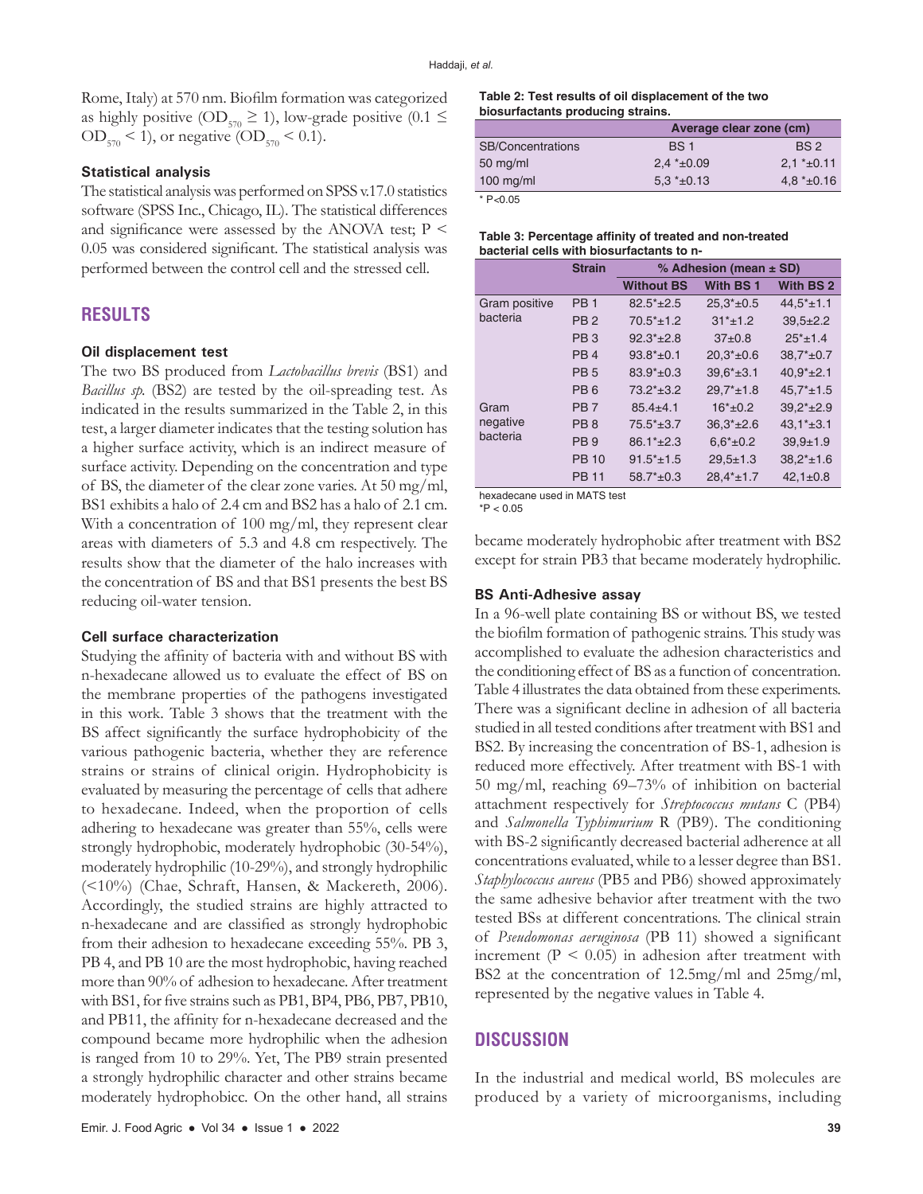Rome, Italy) at 570 nm. Biofilm formation was categorized as highly positive ($OD_{570} \geq 1$), low-grade positive ($0.1 \leq OD_{570} < 1$), or negative ($OD_{570} < 0.1$).

### Statistical analysis

The statistical analysis was performed on SPSS v.17.0 statistics software (SPSS Inc., Chicago, IL). The statistical differences and significance were assessed by the ANOVA test; $P < 0.05$ was considered significant. The statistical analysis was performed between the control cell and the stressed cell.

## RESULTS

### Oil displacement test

The two BS produced from *Lactobacillus brevis* (BS1) and *Bacillus sp.* (BS2) are tested by the oil-spreading test. As indicated in the results summarized in the Table 2, in this test, a larger diameter indicates that the testing solution has a higher surface activity, which is an indirect measure of surface activity. Depending on the concentration and type of BS, the diameter of the clear zone varies. At 50 mg/ml, BS1 exhibits a halo of 2.4 cm and BS2 has a halo of 2.1 cm. With a concentration of 100 mg/ml, they represent clear areas with diameters of 5.3 and 4.8 cm respectively. The results show that the diameter of the halo increases with the concentration of BS and that BS1 presents the best BS reducing oil-water tension.

### Cell surface characterization

Studying the affinity of bacteria with and without BS with n-hexadecane allowed us to evaluate the effect of BS on the membrane properties of the pathogens investigated in this work. Table 3 shows that the treatment with the BS affect significantly the surface hydrophobicity of the various pathogenic bacteria, whether they are reference strains or strains of clinical origin. Hydrophobicity is evaluated by measuring the percentage of cells that adhere to hexadecane. Indeed, when the proportion of cells adhering to hexadecane was greater than 55%, cells were strongly hydrophobic, moderately hydrophobic (30-54%), moderately hydrophilic (10-29%), and strongly hydrophilic (<10%) (Chae, Schraft, Hansen, & Mackereth, 2006). Accordingly, the studied strains are highly attracted to n-hexadecane and are classified as strongly hydrophobic from their adhesion to hexadecane exceeding 55%. PB 3, PB 4, and PB 10 are the most hydrophobic, having reached more than 90% of adhesion to hexadecane. After treatment with BS1, for five strains such as PB1, BP4, PB6, PB7, PB10, and PB11, the affinity for n-hexadecane decreased and the compound became more hydrophilic when the adhesion is ranged from 10 to 29%. Yet, The PB9 strain presented a strongly hydrophilic character and other strains became moderately hydrophobicc. On the other hand, all strains became moderately hydrophobic after treatment with BS2 except for strain PB3 that became moderately hydrophilic.

**Table 2: Test results of oil displacement of the two biosurfactants producing strains.**

| | Average clear zone (cm) | |
|---|---|---|
| SB/Concentrations | BS 1 | BS 2 |
| 50 mg/ml | 2,4 *±0.09 | 2,1 *±0.11 |
| 100 mg/ml | 5,3 *±0.13 | 4,8 *±0.16 |

* P<0.05

**Table 3: Percentage affinity of treated and non-treated bacterial cells with biosurfactants to n-hexadecane used in MATS test**

| | Strain | % Adhesion (mean ± SD) | | |
|---|---|---|---|---|
| | | Without BS | With BS 1 | With BS 2 |
| Gram positive bacteria | PB 1 | 82.5*±2.5 | 25,3*±0.5 | 44,5*±1.1 |
| | PB 2 | 70.5*±1.2 | 31*±1.2 | 39,5±2.2 |
| | PB 3 | 92.3*±2.8 | 37±0.8 | 25*±1.4 |
| | PB 4 | 93.8*±0.1 | 20,3*±0.6 | 38,7*±0.7 |
| | PB 5 | 83.9*±0.3 | 39,6*±3.1 | 40,9*±2.1 |
| | PB 6 | 73.2*±3.2 | 29,7*±1.8 | 45,7*±1.5 |
| Gram negative bacteria | PB 7 | 85.4±4.1 | 16*±0.2 | 39,2*±2.9 |
| | PB 8 | 75.5*±3.7 | 36,3*±2.6 | 43,1*±3.1 |
| | PB 9 | 86.1*±2.3 | 6,6*±0.2 | 39,9±1.9 |
| | PB 10 | 91.5*±1.5 | 29,5±1.3 | 38,2*±1.6 |
| | PB 11 | 58.7*±0.3 | 28,4*±1.7 | 42,1±0.8 |

*P < 0.05

### BS Anti-Adhesive assay

In a 96-well plate containing BS or without BS, we tested the biofilm formation of pathogenic strains. This study was accomplished to evaluate the adhesion characteristics and the conditioning effect of BS as a function of concentration. Table 4 illustrates the data obtained from these experiments. There was a significant decline in adhesion of all bacteria studied in all tested conditions after treatment with BS1 and BS2. By increasing the concentration of BS-1, adhesion is reduced more effectively. After treatment with BS-1 with 50 mg/ml, reaching 69–73% of inhibition on bacterial attachment respectively for *Streptococcus mutans* C (PB4) and *Salmonella Typhimurium* R (PB9). The conditioning with BS-2 significantly decreased bacterial adherence at all concentrations evaluated, while to a lesser degree than BS1. *Staphylococcus aureus* (PB5 and PB6) showed approximately the same adhesive behavior after treatment with the two tested BSs at different concentrations. The clinical strain of *Pseudomonas aeruginosa* (PB 11) showed a significant increment ($P < 0.05$) in adhesion after treatment with BS2 at the concentration of 12.5mg/ml and 25mg/ml, represented by the negative values in Table 4.

## DISCUSSION

In the industrial and medical world, BS molecules are produced by a variety of microorganisms, including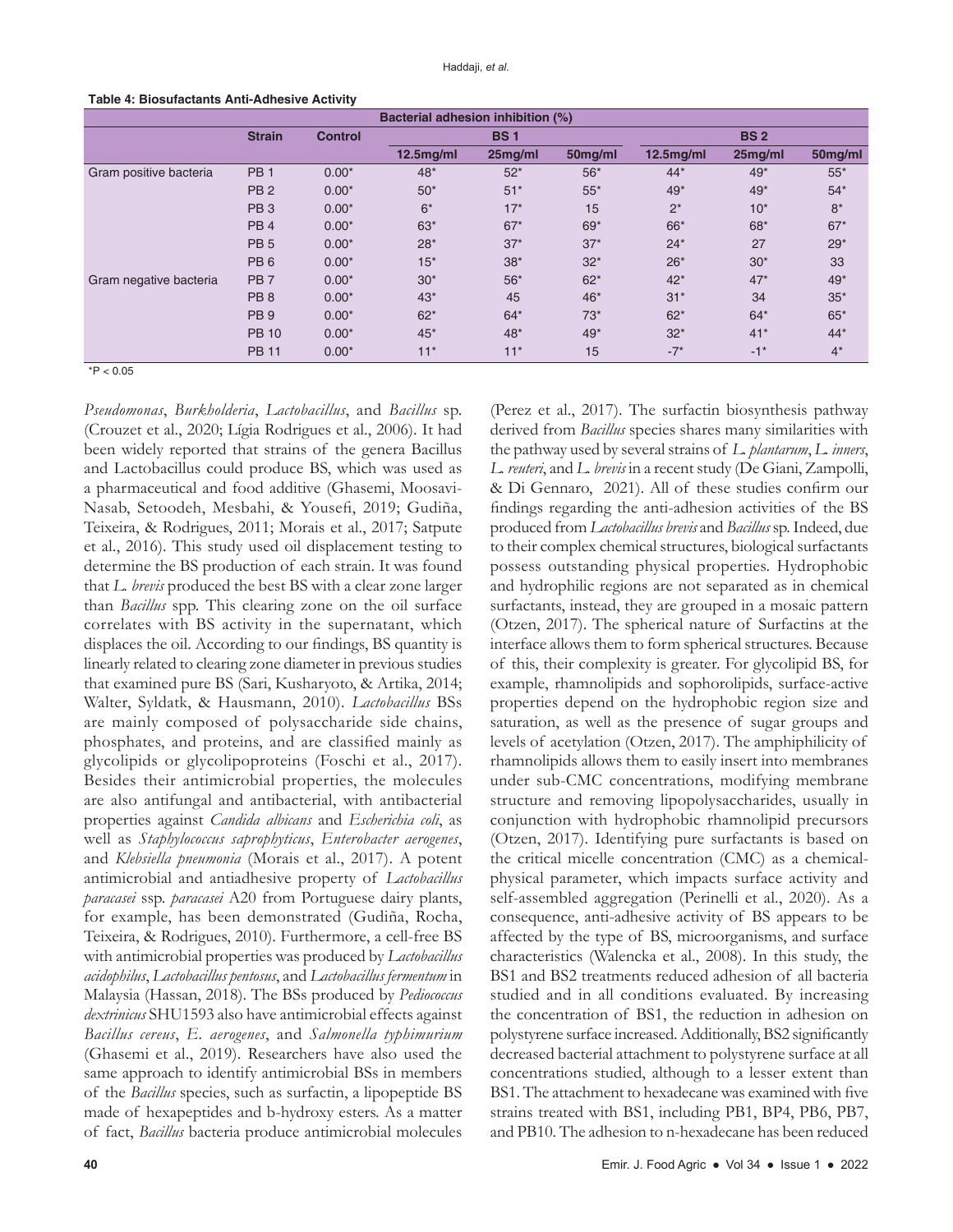**Table 4: Biosufactants Anti-Adhesive Activity**

| | | | Bacterial adhesion inhibition (%) | | | | | |
|---|---|---|---|---|---|---|---|---|
| | Strain | Control | BS 1 | | | BS 2 | | |
| | | | 12.5mg/ml | 25mg/ml | 50mg/ml | 12.5mg/ml | 25mg/ml | 50mg/ml |
| Gram positive bacteria | PB 1 | 0.00* | 48* | 52* | 56* | 44* | 49* | 55* |
| | PB 2 | 0.00* | 50* | 51* | 55* | 49* | 49* | 54* |
| | PB 3 | 0.00* | 6* | 17* | 15 | 2* | 10* | 8* |
| | PB 4 | 0.00* | 63* | 67* | 69* | 66* | 68* | 67* |
| | PB 5 | 0.00* | 28* | 37* | 37* | 24* | 27 | 29* |
| | PB 6 | 0.00* | 15* | 38* | 32* | 26* | 30* | 33 |
| Gram negative bacteria | PB 7 | 0.00* | 30* | 56* | 62* | 42* | 47* | 49* |
| | PB 8 | 0.00* | 43* | 45 | 46* | 31* | 34 | 35* |
| | PB 9 | 0.00* | 62* | 64* | 73* | 62* | 64* | 65* |
| | PB 10 | 0.00* | 45* | 48* | 49* | 32* | 41* | 44* |
| | PB 11 | 0.00* | 11* | 11* | 15 | -7* | -1* | 4* |

*P < 0.05

*Pseudomonas*, *Burkholderia*, *Lactobacillus*, and *Bacillus* sp. (Crouzet et al., 2020; Lígia Rodrigues et al., 2006). It had been widely reported that strains of the genera Bacillus and Lactobacillus could produce BS, which was used as a pharmaceutical and food additive (Ghasemi, Moosavi-Nasab, Setoodeh, Mesbahi, & Yousefi, 2019; Gudiña, Teixeira, & Rodrigues, 2011; Morais et al., 2017; Satpute et al., 2016). This study used oil displacement testing to determine the BS production of each strain. It was found that *L. brevis* produced the best BS with a clear zone larger than *Bacillus* spp. This clearing zone on the oil surface correlates with BS activity in the supernatant, which displaces the oil. According to our findings, BS quantity is linearly related to clearing zone diameter in previous studies that examined pure BS (Sari, Kusharyoto, & Artika, 2014; Walter, Syldatk, & Hausmann, 2010). *Lactobacillus* BSs are mainly composed of polysaccharide side chains, phosphates, and proteins, and are classified mainly as glycolipids or glycolipoproteins (Foschi et al., 2017). Besides their antimicrobial properties, the molecules are also antifungal and antibacterial, with antibacterial properties against *Candida albicans* and *Escherichia coli*, as well as *Staphylococcus saprophyticus*, *Enterobacter aerogenes*, and *Klebsiella pneumonia* (Morais et al., 2017). A potent antimicrobial and antiadhesive property of *Lactobacillus paracasei* ssp. *paracasei* A20 from Portuguese dairy plants, for example, has been demonstrated (Gudiña, Rocha, Teixeira, & Rodrigues, 2010). Furthermore, a cell-free BS with antimicrobial properties was produced by *Lactobacillus acidophilus*, *Lactobacillus pentosus*, and *Lactobacillus fermentum* in Malaysia (Hassan, 2018). The BSs produced by *Pediococcus dextrinicus* SHU1593 also have antimicrobial effects against *Bacillus cereus*, *E. aerogenes*, and *Salmonella typhimurium* (Ghasemi et al., 2019). Researchers have also used the same approach to identify antimicrobial BSs in members of the *Bacillus* species, such as surfactin, a lipopeptide BS made of hexapeptides and b-hydroxy esters. As a matter of fact, *Bacillus* bacteria produce antimicrobial molecules (Perez et al., 2017). The surfactin biosynthesis pathway derived from *Bacillus* species shares many similarities with the pathway used by several strains of *L. plantarum*, *L. inners*, *L. reuteri*, and *L. brevis* in a recent study (De Giani, Zampolli, & Di Gennaro, 2021). All of these studies confirm our findings regarding the anti-adhesion activities of the BS produced from *Lactobacillus brevis* and *Bacillus* sp. Indeed, due to their complex chemical structures, biological surfactants possess outstanding physical properties. Hydrophobic and hydrophilic regions are not separated as in chemical surfactants, instead, they are grouped in a mosaic pattern (Otzen, 2017). The spherical nature of Surfactins at the interface allows them to form spherical structures. Because of this, their complexity is greater. For glycolipid BS, for example, rhamnolipids and sophorolipids, surface-active properties depend on the hydrophobic region size and saturation, as well as the presence of sugar groups and levels of acetylation (Otzen, 2017). The amphiphilicity of rhamnolipids allows them to easily insert into membranes under sub-CMC concentrations, modifying membrane structure and removing lipopolysaccharides, usually in conjunction with hydrophobic rhamnolipid precursors (Otzen, 2017). Identifying pure surfactants is based on the critical micelle concentration (CMC) as a chemical-physical parameter, which impacts surface activity and self-assembled aggregation (Perinelli et al., 2020). As a consequence, anti-adhesive activity of BS appears to be affected by the type of BS, microorganisms, and surface characteristics (Walencka et al., 2008). In this study, the BS1 and BS2 treatments reduced adhesion of all bacteria studied and in all conditions evaluated. By increasing the concentration of BS1, the reduction in adhesion on polystyrene surface increased. Additionally, BS2 significantly decreased bacterial attachment to polystyrene surface at all concentrations studied, although to a lesser extent than BS1. The attachment to hexadecane was examined with five strains treated with BS1, including PB1, BP4, PB6, PB7, and PB10. The adhesion to n-hexadecane has been reduced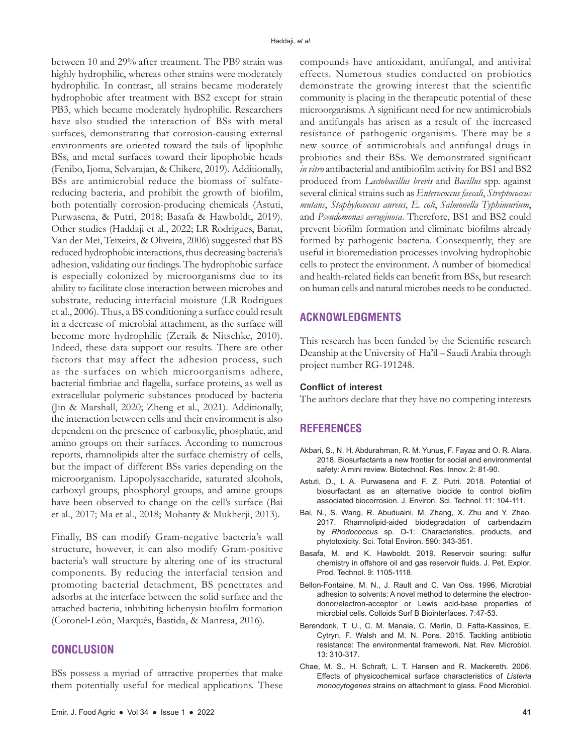between 10 and 29% after treatment. The PB9 strain was highly hydrophilic, whereas other strains were moderately hydrophilic. In contrast, all strains became moderately hydrophobic after treatment with BS2 except for strain PB3, which became moderately hydrophilic. Researchers have also studied the interaction of BSs with metal surfaces, demonstrating that corrosion-causing external environments are oriented toward the tails of lipophilic BSs, and metal surfaces toward their lipophobic heads (Fenibo, Ijoma, Selvarajan, & Chikere, 2019). Additionally, BSs are antimicrobial reduce the biomass of sulfate-reducing bacteria, and prohibit the growth of biofilm, both potentially corrosion-producing chemicals (Astuti, Purwasena, & Putri, 2018; Basafa & Hawboldt, 2019). Other studies (Haddaji et al., 2022; LR Rodrigues, Banat, Van der Mei, Teixeira, & Oliveira, 2006) suggested that BS reduced hydrophobic interactions, thus decreasing bacteria's adhesion, validating our findings. The hydrophobic surface is especially colonized by microorganisms due to its ability to facilitate close interaction between microbes and substrate, reducing interfacial moisture (LR Rodrigues et al., 2006). Thus, a BS conditioning a surface could result in a decrease of microbial attachment, as the surface will become more hydrophilic (Zeraik & Nitschke, 2010). Indeed, these data support our results. There are other factors that may affect the adhesion process, such as the surfaces on which microorganisms adhere, bacterial fimbriae and flagella, surface proteins, as well as extracellular polymeric substances produced by bacteria (Jin & Marshall, 2020; Zheng et al., 2021). Additionally, the interaction between cells and their environment is also dependent on the presence of carboxylic, phosphatic, and amino groups on their surfaces. According to numerous reports, rhamnolipids alter the surface chemistry of cells, but the impact of different BSs varies depending on the microorganism. Lipopolysaccharide, saturated alcohols, carboxyl groups, phosphoryl groups, and amine groups have been observed to change on the cell's surface (Bai et al., 2017; Ma et al., 2018; Mohanty & Mukherji, 2013).

Finally, BS can modify Gram-negative bacteria's wall structure, however, it can also modify Gram-positive bacteria's wall structure by altering one of its structural components. By reducing the interfacial tension and promoting bacterial detachment, BS penetrates and adsorbs at the interface between the solid surface and the attached bacteria, inhibiting lichenysin biofilm formation (Coronel-León, Marqués, Bastida, & Manresa, 2016).

## CONCLUSION

BSs possess a myriad of attractive properties that make them potentially useful for medical applications. These compounds have antioxidant, antifungal, and antiviral effects. Numerous studies conducted on probiotics demonstrate the growing interest that the scientific community is placing in the therapeutic potential of these microorganisms. A significant need for new antimicrobials and antifungals has arisen as a result of the increased resistance of pathogenic organisms. There may be a new source of antimicrobials and antifungal drugs in probiotics and their BSs. We demonstrated significant *in vitro* antibacterial and antibiofilm activity for BS1 and BS2 produced from *Lactobacillus brevis* and *Bacillus* spp. against several clinical strains such as *Enterococcus faecali*, *Streptococcus mutans*, *Staphylococcus aureus*, *E. coli*, *Salmonella Typhimurium*, and *Pseudomonas aeruginosa*. Therefore, BS1 and BS2 could prevent biofilm formation and eliminate biofilms already formed by pathogenic bacteria. Consequently, they are useful in bioremediation processes involving hydrophobic cells to protect the environment. A number of biomedical and health-related fields can benefit from BSs, but research on human cells and natural microbes needs to be conducted.

## ACKNOWLEDGMENTS

This research has been funded by the Scientific research Deanship at the University of Ha'il – Saudi Arabia through project number RG-191248.

### Conflict of interest

The authors declare that they have no competing interests

## REFERENCES

Akbari, S., N. H. Abdurahman, R. M. Yunus, F. Fayaz and O. R. Alara. 2018. Biosurfactants a new frontier for social and environmental safety: A mini review. Biotechnol. Res. Innov. 2: 81-90.

Astuti, D., I. A. Purwasena and F. Z. Putri. 2018. Potential of biosurfactant as an alternative biocide to control biofilm associated biocorrosion. J. Environ. Sci. Technol. 11: 104-111.

Bai, N., S. Wang, R. Abuduaini, M. Zhang, X. Zhu and Y. Zhao. 2017. Rhamnolipid-aided biodegradation of carbendazim by *Rhodococcus* sp. D-1: Characteristics, products, and phytotoxicity. Sci. Total Environ. 590: 343-351.

Basafa, M. and K. Hawboldt. 2019. Reservoir souring: sulfur chemistry in offshore oil and gas reservoir fluids. J. Pet. Explor. Prod. Technol. 9: 1105-1118.

Bellon-Fontaine, M. N., J. Rault and C. Van Oss. 1996. Microbial adhesion to solvents: A novel method to determine the electron-donor/electron-acceptor or Lewis acid-base properties of microbial cells. Colloids Surf B Biointerfaces. 7:47-53.

Berendonk, T. U., C. M. Manaia, C. Merlin, D. Fatta-Kassinos, E. Cytryn, F. Walsh and M. N. Pons. 2015. Tackling antibiotic resistance: The environmental framework. Nat. Rev. Microbiol. 13: 310-317.

Chae, M. S., H. Schraft, L. T. Hansen and R. Mackereth. 2006. Effects of physicochemical surface characteristics of *Listeria monocytogenes* strains on attachment to glass. Food Microbiol.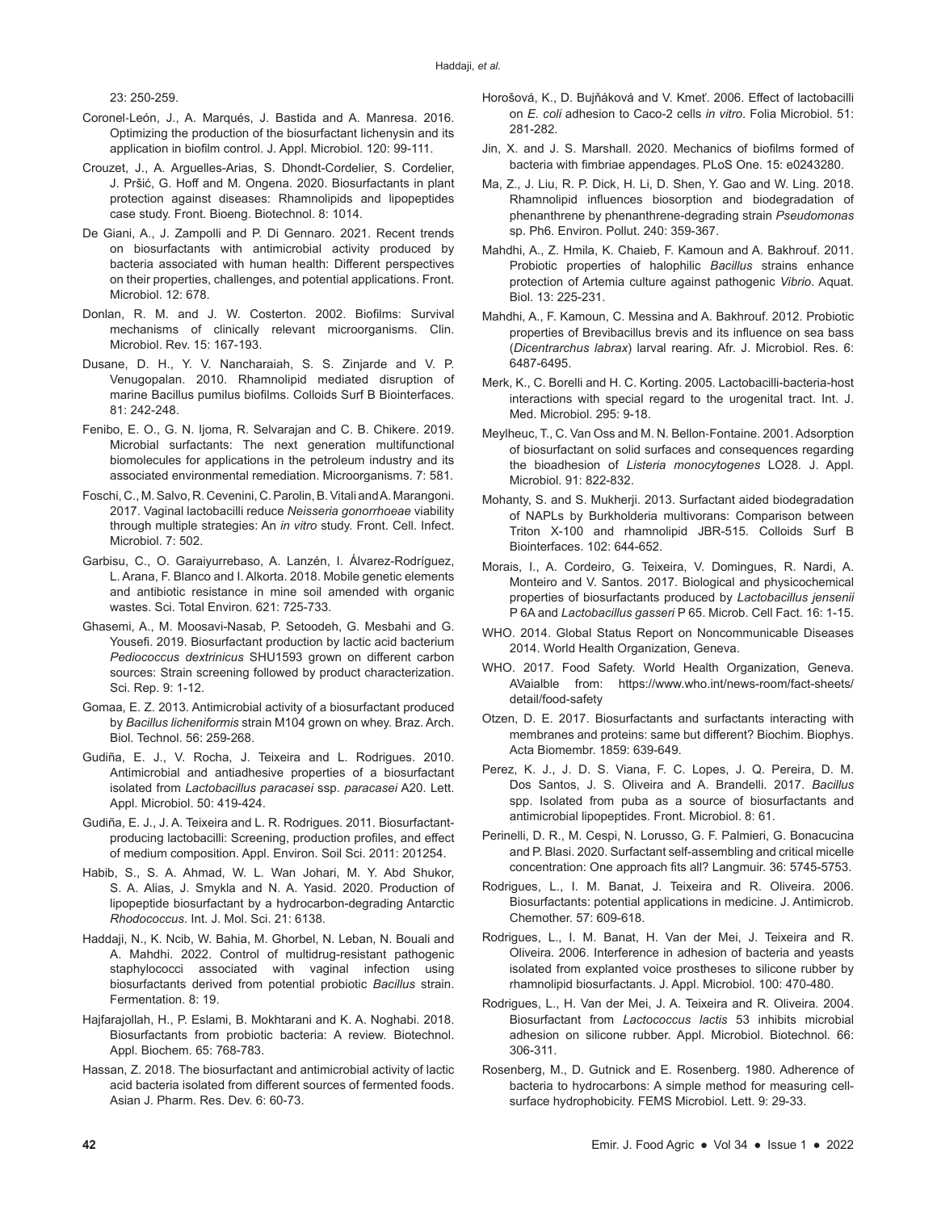23: 250-259.

Coronel-León, J., A. Marqués, J. Bastida and A. Manresa. 2016. Optimizing the production of the biosurfactant lichenysin and its application in biofilm control. J. Appl. Microbiol. 120: 99-111.

Crouzet, J., A. Arguelles-Arias, S. Dhondt-Cordelier, S. Cordelier, J. Pršić, G. Hoff and M. Ongena. 2020. Biosurfactants in plant protection against diseases: Rhamnolipids and lipopeptides case study. Front. Bioeng. Biotechnol. 8: 1014.

De Giani, A., J. Zampolli and P. Di Gennaro. 2021. Recent trends on biosurfactants with antimicrobial activity produced by bacteria associated with human health: Different perspectives on their properties, challenges, and potential applications. Front. Microbiol. 12: 678.

Donlan, R. M. and J. W. Costerton. 2002. Biofilms: Survival mechanisms of clinically relevant microorganisms. Clin. Microbiol. Rev. 15: 167-193.

Dusane, D. H., Y. V. Nancharaiah, S. S. Zinjarde and V. P. Venugopalan. 2010. Rhamnolipid mediated disruption of marine Bacillus pumilus biofilms. Colloids Surf B Biointerfaces. 81: 242-248.

Fenibo, E. O., G. N. Ijoma, R. Selvarajan and C. B. Chikere. 2019. Microbial surfactants: The next generation multifunctional biomolecules for applications in the petroleum industry and its associated environmental remediation. Microorganisms. 7: 581.

Foschi, C., M. Salvo, R. Cevenini, C. Parolin, B. Vitali and A. Marangoni. 2017. Vaginal lactobacilli reduce *Neisseria gonorrhoeae* viability through multiple strategies: An *in vitro* study. Front. Cell. Infect. Microbiol. 7: 502.

Garbisu, C., O. Garaiyurrebaso, A. Lanzén, I. Álvarez-Rodríguez, L. Arana, F. Blanco and I. Alkorta. 2018. Mobile genetic elements and antibiotic resistance in mine soil amended with organic wastes. Sci. Total Environ. 621: 725-733.

Ghasemi, A., M. Moosavi-Nasab, P. Setoodeh, G. Mesbahi and G. Yousefi. 2019. Biosurfactant production by lactic acid bacterium *Pediococcus dextrinicus* SHU1593 grown on different carbon sources: Strain screening followed by product characterization. Sci. Rep. 9: 1-12.

Gomaa, E. Z. 2013. Antimicrobial activity of a biosurfactant produced by *Bacillus licheniformis* strain M104 grown on whey. Braz. Arch. Biol. Technol. 56: 259-268.

Gudiña, E. J., V. Rocha, J. Teixeira and L. Rodrigues. 2010. Antimicrobial and antiadhesive properties of a biosurfactant isolated from *Lactobacillus paracasei* ssp. *paracasei* A20. Lett. Appl. Microbiol. 50: 419-424.

Gudiña, E. J., J. A. Teixeira and L. R. Rodrigues. 2011. Biosurfactant-producing lactobacilli: Screening, production profiles, and effect of medium composition. Appl. Environ. Soil Sci. 2011: 201254.

Habib, S., S. A. Ahmad, W. L. Wan Johari, M. Y. Abd Shukor, S. A. Alias, J. Smykla and N. A. Yasid. 2020. Production of lipopeptide biosurfactant by a hydrocarbon-degrading Antarctic *Rhodococcus*. Int. J. Mol. Sci. 21: 6138.

Haddaji, N., K. Ncib, W. Bahia, M. Ghorbel, N. Leban, N. Bouali and A. Mahdhi. 2022. Control of multidrug-resistant pathogenic staphylococci associated with vaginal infection using biosurfactants derived from potential probiotic *Bacillus* strain. Fermentation. 8: 19.

Hajfarajollah, H., P. Eslami, B. Mokhtarani and K. A. Noghabi. 2018. Biosurfactants from probiotic bacteria: A review. Biotechnol. Appl. Biochem. 65: 768-783.

Hassan, Z. 2018. The biosurfactant and antimicrobial activity of lactic acid bacteria isolated from different sources of fermented foods. Asian J. Pharm. Res. Dev. 6: 60-73.

Horošová, K., D. Bujňáková and V. Kmeť. 2006. Effect of lactobacilli on *E. coli* adhesion to Caco-2 cells *in vitro*. Folia Microbiol. 51: 281-282.

Jin, X. and J. S. Marshall. 2020. Mechanics of biofilms formed of bacteria with fimbriae appendages. PLoS One. 15: e0243280.

Ma, Z., J. Liu, R. P. Dick, H. Li, D. Shen, Y. Gao and W. Ling. 2018. Rhamnolipid influences biosorption and biodegradation of phenanthrene by phenanthrene-degrading strain *Pseudomonas* sp. Ph6. Environ. Pollut. 240: 359-367.

Mahdhi, A., Z. Hmila, K. Chaieb, F. Kamoun and A. Bakhrouf. 2011. Probiotic properties of halophilic *Bacillus* strains enhance protection of Artemia culture against pathogenic *Vibrio*. Aquat. Biol. 13: 225-231.

Mahdhi, A., F. Kamoun, C. Messina and A. Bakhrouf. 2012. Probiotic properties of Brevibacillus brevis and its influence on sea bass (*Dicentrarchus labrax*) larval rearing. Afr. J. Microbiol. Res. 6: 6487-6495.

Merk, K., C. Borelli and H. C. Korting. 2005. Lactobacilli-bacteria-host interactions with special regard to the urogenital tract. Int. J. Med. Microbiol. 295: 9-18.

Meylheuc, T., C. Van Oss and M. N. Bellon-Fontaine. 2001. Adsorption of biosurfactant on solid surfaces and consequences regarding the bioadhesion of *Listeria monocytogenes* LO28. J. Appl. Microbiol. 91: 822-832.

Mohanty, S. and S. Mukherji. 2013. Surfactant aided biodegradation of NAPLs by Burkholderia multivorans: Comparison between Triton X-100 and rhamnolipid JBR-515. Colloids Surf B Biointerfaces. 102: 644-652.

Morais, I., A. Cordeiro, G. Teixeira, V. Domingues, R. Nardi, A. Monteiro and V. Santos. 2017. Biological and physicochemical properties of biosurfactants produced by *Lactobacillus jensenii* P 6A and *Lactobacillus gasseri* P 65. Microb. Cell Fact. 16: 1-15.

WHO. 2014. Global Status Report on Noncommunicable Diseases 2014. World Health Organization, Geneva.

WHO. 2017. Food Safety. World Health Organization, Geneva. AVaialble from: https://www.who.int/news-room/fact-sheets/detail/food-safety

Otzen, D. E. 2017. Biosurfactants and surfactants interacting with membranes and proteins: same but different? Biochim. Biophys. Acta Biomembr. 1859: 639-649.

Perez, K. J., J. D. S. Viana, F. C. Lopes, J. Q. Pereira, D. M. Dos Santos, J. S. Oliveira and A. Brandelli. 2017. *Bacillus* spp. Isolated from puba as a source of biosurfactants and antimicrobial lipopeptides. Front. Microbiol. 8: 61.

Perinelli, D. R., M. Cespi, N. Lorusso, G. F. Palmieri, G. Bonacucina and P. Blasi. 2020. Surfactant self-assembling and critical micelle concentration: One approach fits all? Langmuir. 36: 5745-5753.

Rodrigues, L., I. M. Banat, J. Teixeira and R. Oliveira. 2006. Biosurfactants: potential applications in medicine. J. Antimicrob. Chemother. 57: 609-618.

Rodrigues, L., I. M. Banat, H. Van der Mei, J. Teixeira and R. Oliveira. 2006. Interference in adhesion of bacteria and yeasts isolated from explanted voice prostheses to silicone rubber by rhamnolipid biosurfactants. J. Appl. Microbiol. 100: 470-480.

Rodrigues, L., H. Van der Mei, J. A. Teixeira and R. Oliveira. 2004. Biosurfactant from *Lactococcus lactis* 53 inhibits microbial adhesion on silicone rubber. Appl. Microbiol. Biotechnol. 66: 306-311.

Rosenberg, M., D. Gutnick and E. Rosenberg. 1980. Adherence of bacteria to hydrocarbons: A simple method for measuring cell-surface hydrophobicity. FEMS Microbiol. Lett. 9: 29-33.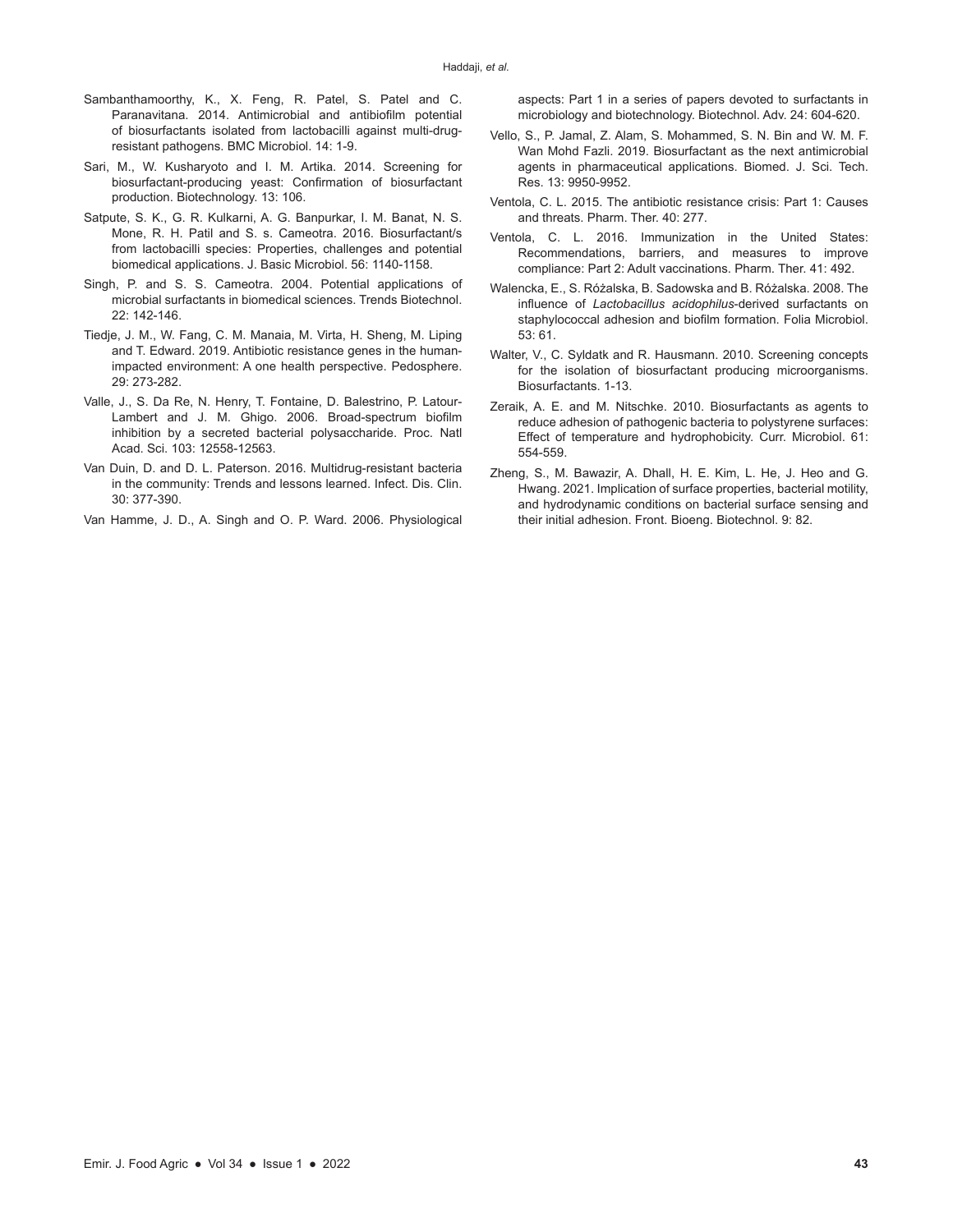Sambanthamoorthy, K., X. Feng, R. Patel, S. Patel and C. Paranavitana. 2014. Antimicrobial and antibiofilm potential of biosurfactants isolated from lactobacilli against multi-drug-resistant pathogens. BMC Microbiol. 14: 1-9.

Sari, M., W. Kusharyoto and I. M. Artika. 2014. Screening for biosurfactant-producing yeast: Confirmation of biosurfactant production. Biotechnology. 13: 106.

Satpute, S. K., G. R. Kulkarni, A. G. Banpurkar, I. M. Banat, N. S. Mone, R. H. Patil and S. s. Cameotra. 2016. Biosurfactant/s from lactobacilli species: Properties, challenges and potential biomedical applications. J. Basic Microbiol. 56: 1140-1158.

Singh, P. and S. S. Cameotra. 2004. Potential applications of microbial surfactants in biomedical sciences. Trends Biotechnol. 22: 142-146.

Tiedje, J. M., W. Fang, C. M. Manaia, M. Virta, H. Sheng, M. Liping and T. Edward. 2019. Antibiotic resistance genes in the human-impacted environment: A one health perspective. Pedosphere. 29: 273-282.

Valle, J., S. Da Re, N. Henry, T. Fontaine, D. Balestrino, P. Latour-Lambert and J. M. Ghigo. 2006. Broad-spectrum biofilm inhibition by a secreted bacterial polysaccharide. Proc. Natl Acad. Sci. 103: 12558-12563.

Van Duin, D. and D. L. Paterson. 2016. Multidrug-resistant bacteria in the community: Trends and lessons learned. Infect. Dis. Clin. 30: 377-390.

Van Hamme, J. D., A. Singh and O. P. Ward. 2006. Physiological aspects: Part 1 in a series of papers devoted to surfactants in microbiology and biotechnology. Biotechnol. Adv. 24: 604-620.

Vello, S., P. Jamal, Z. Alam, S. Mohammed, S. N. Bin and W. M. F. Wan Mohd Fazli. 2019. Biosurfactant as the next antimicrobial agents in pharmaceutical applications. Biomed. J. Sci. Tech. Res. 13: 9950-9952.

Ventola, C. L. 2015. The antibiotic resistance crisis: Part 1: Causes and threats. Pharm. Ther. 40: 277.

Ventola, C. L. 2016. Immunization in the United States: Recommendations, barriers, and measures to improve compliance: Part 2: Adult vaccinations. Pharm. Ther. 41: 492.

Walencka, E., S. Różalska, B. Sadowska and B. Różalska. 2008. The influence of *Lactobacillus acidophilus*-derived surfactants on staphylococcal adhesion and biofilm formation. Folia Microbiol. 53: 61.

Walter, V., C. Syldatk and R. Hausmann. 2010. Screening concepts for the isolation of biosurfactant producing microorganisms. Biosurfactants. 1-13.

Zeraik, A. E. and M. Nitschke. 2010. Biosurfactants as agents to reduce adhesion of pathogenic bacteria to polystyrene surfaces: Effect of temperature and hydrophobicity. Curr. Microbiol. 61: 554-559.

Zheng, S., M. Bawazir, A. Dhall, H. E. Kim, L. He, J. Heo and G. Hwang. 2021. Implication of surface properties, bacterial motility, and hydrodynamic conditions on bacterial surface sensing and their initial adhesion. Front. Bioeng. Biotechnol. 9: 82.